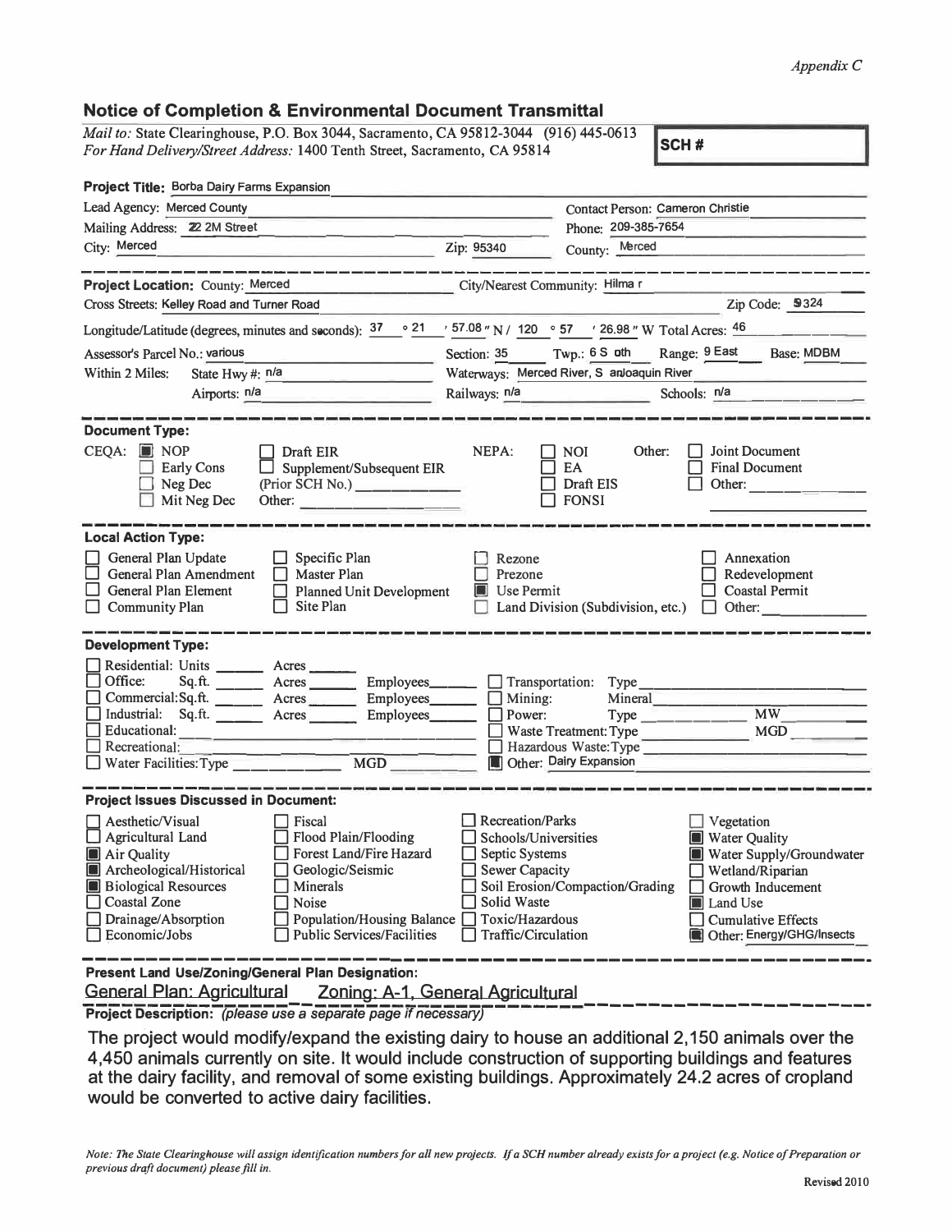*Appendix C*

## Notice of Completion & Environmental Document Transmittal

*Mail to:* State Clearinghouse, P.O. Box 3044, Sacramento, CA 95812-3044 (916) 445-0613
*For Hand Delivery/Street Address:* 1400 Tenth Street, Sacramento, CA 95814

**SCH #**

**Project Title:** Borba Dairy Farms Expansion

Lead Agency: Merced County
Contact Person: Cameron Christie
Mailing Address: 2222 M Street
Phone: 209-385-7654
City: Merced
Zip: 95340
County: Merced

**Project Location:** County: Merced
City/Nearest Community: Hilmar
Cross Streets: Kelley Road and Turner Road
Zip Code: 95324

Longitude/Latitude (degrees, minutes and seconds): 37 ° 21 ′ 57.08 ″ N / 120 ° 57 ′ 26.98 ″ W Total Acres: 46

Assessor's Parcel No.: various
Section: 35 Twp.: 6 S outh Range: 9 East Base: MDBM

Within 2 Miles: State Hwy #: n/a
Waterways: Merced River, San Joaquin River
Airports: n/a
Railways: n/a
Schools: n/a

### Document Type:

CEQA:
- [x] NOP
- [ ] Early Cons
- [ ] Neg Dec
- [ ] Mit Neg Dec
- [ ] Draft EIR
- [ ] Supplement/Subsequent EIR (Prior SCH No.) ______
- Other: ______

NEPA:
- [ ] NOI
- [ ] EA
- [ ] Draft EIS
- [ ] FONSI

Other:
- [ ] Joint Document
- [ ] Final Document
- [ ] Other: ______

### Local Action Type:

- [ ] General Plan Update
- [ ] General Plan Amendment
- [ ] General Plan Element
- [ ] Community Plan
- [ ] Specific Plan
- [ ] Master Plan
- [ ] Planned Unit Development
- [ ] Site Plan
- [ ] Rezone
- [ ] Prezone
- [x] Use Permit
- [ ] Land Division (Subdivision, etc.)
- [ ] Annexation
- [ ] Redevelopment
- [ ] Coastal Permit
- [ ] Other: ______

### Development Type:

- [ ] Residential: Units ______ Acres ______
- [ ] Office: Sq.ft. ______ Acres ______ Employees ______
- [ ] Commercial: Sq.ft. ______ Acres ______ Employees ______
- [ ] Industrial: Sq.ft. ______ Acres ______ Employees ______
- [ ] Educational: ______
- [ ] Recreational: ______
- [ ] Water Facilities: Type ______ MGD ______
- [ ] Transportation: Type ______
- [ ] Mining: Mineral ______
- [ ] Power: Type ______ MW ______
- [ ] Waste Treatment: Type ______ MGD ______
- [ ] Hazardous Waste: Type ______
- [x] Other: Dairy Expansion

### Project Issues Discussed in Document:

- [ ] Aesthetic/Visual
- [ ] Agricultural Land
- [x] Air Quality
- [x] Archeological/Historical
- [x] Biological Resources
- [ ] Coastal Zone
- [ ] Drainage/Absorption
- [ ] Economic/Jobs
- [ ] Fiscal
- [ ] Flood Plain/Flooding
- [ ] Forest Land/Fire Hazard
- [ ] Geologic/Seismic
- [ ] Minerals
- [ ] Noise
- [ ] Population/Housing Balance
- [ ] Public Services/Facilities
- [ ] Recreation/Parks
- [ ] Schools/Universities
- [ ] Septic Systems
- [ ] Sewer Capacity
- [ ] Soil Erosion/Compaction/Grading
- [ ] Solid Waste
- [ ] Toxic/Hazardous
- [ ] Traffic/Circulation
- [ ] Vegetation
- [x] Water Quality
- [x] Water Supply/Groundwater
- [ ] Wetland/Riparian
- [ ] Growth Inducement
- [x] Land Use
- [ ] Cumulative Effects
- [x] Other: Energy/GHG/Insects

**Present Land Use/Zoning/General Plan Designation:**
General Plan: Agricultural Zoning: A-1, General Agricultural

**Project Description:** *(please use a separate page if necessary)*

The project would modify/expand the existing dairy to house an additional 2,150 animals over the 4,450 animals currently on site. It would include construction of supporting buildings and features at the dairy facility, and removal of some existing buildings. Approximately 24.2 acres of cropland would be converted to active dairy facilities.

*Note: The State Clearinghouse will assign identification numbers for all new projects. If a SCH number already exists for a project (e.g. Notice of Preparation or previous draft document) please fill in.*

Revised 2010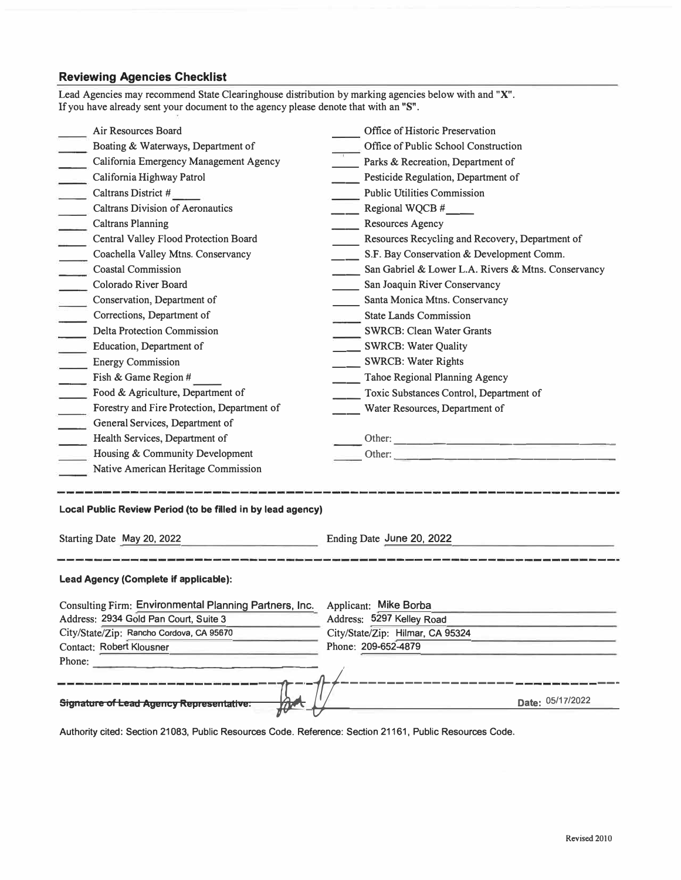## Reviewing Agencies Checklist

Lead Agencies may recommend State Clearinghouse distribution by marking agencies below with and "X".
If you have already sent your document to the agency please denote that with an "S".

_____ Air Resources Board
_____ Boating & Waterways, Department of
_____ California Emergency Management Agency
_____ California Highway Patrol
_____ Caltrans District # _____
_____ Caltrans Division of Aeronautics
_____ Caltrans Planning
_____ Central Valley Flood Protection Board
_____ Coachella Valley Mtns. Conservancy
_____ Coastal Commission
_____ Colorado River Board
_____ Conservation, Department of
_____ Corrections, Department of
_____ Delta Protection Commission
_____ Education, Department of
_____ Energy Commission
_____ Fish & Game Region # _____
_____ Food & Agriculture, Department of
_____ Forestry and Fire Protection, Department of
_____ General Services, Department of
_____ Health Services, Department of
_____ Housing & Community Development
_____ Native American Heritage Commission
_____ Office of Historic Preservation
_____ Office of Public School Construction
_____ Parks & Recreation, Department of
_____ Pesticide Regulation, Department of
_____ Public Utilities Commission
_____ Regional WQCB # _____
_____ Resources Agency
_____ Resources Recycling and Recovery, Department of
_____ S.F. Bay Conservation & Development Comm.
_____ San Gabriel & Lower L.A. Rivers & Mtns. Conservancy
_____ San Joaquin River Conservancy
_____ Santa Monica Mtns. Conservancy
_____ State Lands Commission
_____ SWRCB: Clean Water Grants
_____ SWRCB: Water Quality
_____ SWRCB: Water Rights
_____ Tahoe Regional Planning Agency
_____ Toxic Substances Control, Department of
_____ Water Resources, Department of
_____ Other: _____
_____ Other: _____

---

**Local Public Review Period (to be filled in by lead agency)**

Starting Date May 20, 2022

Ending Date June 20, 2022

---

**Lead Agency (Complete if applicable):**

Consulting Firm: Environmental Planning Partners, Inc.
Address: 2934 Gold Pan Court, Suite 3
City/State/Zip: Rancho Cordova, CA 95670
Contact: Robert Klousner
Phone: _____

Applicant: Mike Borba
Address: 5297 Kelley Road
City/State/Zip: Hilmar, CA 95324
Phone: 209-652-4879

---

~~Signature of Lead Agency Representative:~~

Date: 05/17/2022

Authority cited: Section 21083, Public Resources Code. Reference: Section 21161, Public Resources Code.

Revised 2010